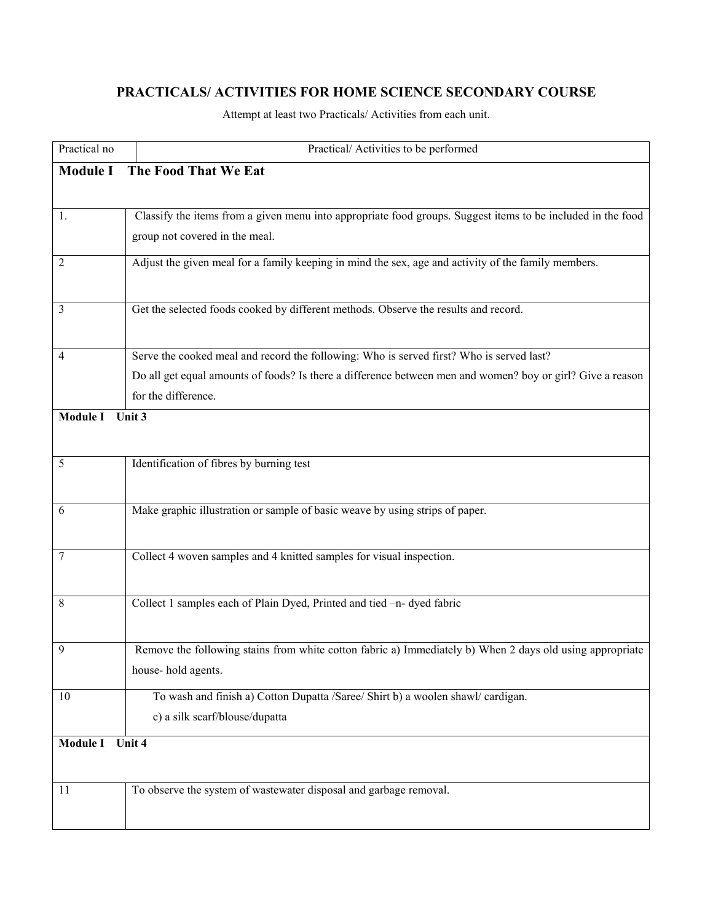# PRACTICALS/ ACTIVITIES FOR HOME SCIENCE SECONDARY COURSE

Attempt at least two Practicals/ Activities from each unit.

| Practical no | Practical/ Activities to be performed |
|---|---|
| **Module I The Food That We Eat** | |
| 1. | Classify the items from a given menu into appropriate food groups. Suggest items to be included in the food group not covered in the meal. |
| 2 | Adjust the given meal for a family keeping in mind the sex, age and activity of the family members. |
| 3 | Get the selected foods cooked by different methods. Observe the results and record. |
| 4 | Serve the cooked meal and record the following: Who is served first? Who is served last? Do all get equal amounts of foods? Is there a difference between men and women? boy or girl? Give a reason for the difference. |
| **Module I Unit 3** | |
| 5 | Identification of fibres by burning test |
| 6 | Make graphic illustration or sample of basic weave by using strips of paper. |
| 7 | Collect 4 woven samples and 4 knitted samples for visual inspection. |
| 8 | Collect 1 samples each of Plain Dyed, Printed and tied –n- dyed fabric |
| 9 | Remove the following stains from white cotton fabric a) Immediately b) When 2 days old using appropriate house- hold agents. |
| 10 | To wash and finish a) Cotton Dupatta /Saree/ Shirt b) a woolen shawl/ cardigan. c) a silk scarf/blouse/dupatta |
| **Module I Unit 4** | |
| 11 | To observe the system of wastewater disposal and garbage removal. |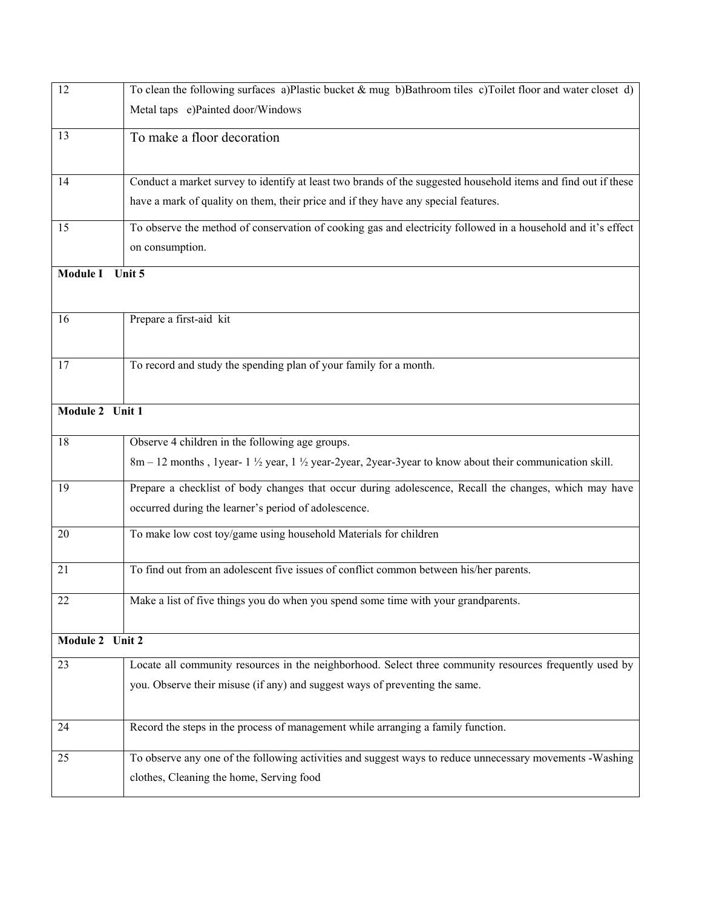| | |
|---|---|
| 12 | To clean the following surfaces a)Plastic bucket & mug b)Bathroom tiles c)Toilet floor and water closet d) Metal taps e)Painted door/Windows |
| 13 | To make a floor decoration |
| 14 | Conduct a market survey to identify at least two brands of the suggested household items and find out if these have a mark of quality on them, their price and if they have any special features. |
| 15 | To observe the method of conservation of cooking gas and electricity followed in a household and it's effect on consumption. |
| **Module I Unit 5** | |
| 16 | Prepare a first-aid kit |
| 17 | To record and study the spending plan of your family for a month. |
| **Module 2 Unit 1** | |
| 18 | Observe 4 children in the following age groups. 8m – 12 months , 1year- 1 ½ year, 1 ½ year-2year, 2year-3year to know about their communication skill. |
| 19 | Prepare a checklist of body changes that occur during adolescence, Recall the changes, which may have occurred during the learner's period of adolescence. |
| 20 | To make low cost toy/game using household Materials for children |
| 21 | To find out from an adolescent five issues of conflict common between his/her parents. |
| 22 | Make a list of five things you do when you spend some time with your grandparents. |
| **Module 2 Unit 2** | |
| 23 | Locate all community resources in the neighborhood. Select three community resources frequently used by you. Observe their misuse (if any) and suggest ways of preventing the same. |
| 24 | Record the steps in the process of management while arranging a family function. |
| 25 | To observe any one of the following activities and suggest ways to reduce unnecessary movements -Washing clothes, Cleaning the home, Serving food |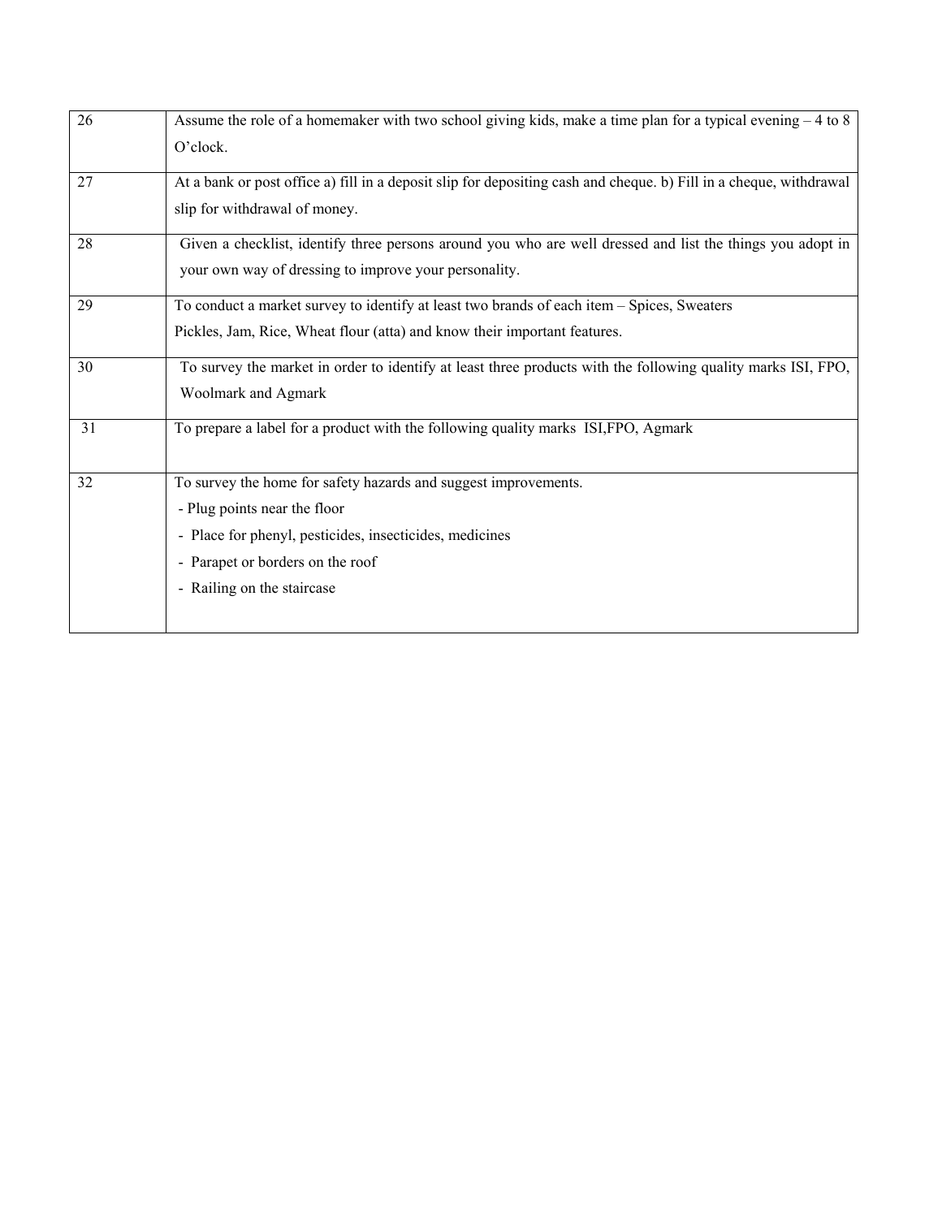| | |
|---|---|
| 26 | Assume the role of a homemaker with two school giving kids, make a time plan for a typical evening – 4 to 8 O'clock. |
| 27 | At a bank or post office a) fill in a deposit slip for depositing cash and cheque. b) Fill in a cheque, withdrawal slip for withdrawal of money. |
| 28 | Given a checklist, identify three persons around you who are well dressed and list the things you adopt in your own way of dressing to improve your personality. |
| 29 | To conduct a market survey to identify at least two brands of each item – Spices, Sweaters Pickles, Jam, Rice, Wheat flour (atta) and know their important features. |
| 30 | To survey the market in order to identify at least three products with the following quality marks ISI, FPO, Woolmark and Agmark |
| 31 | To prepare a label for a product with the following quality marks ISI,FPO, Agmark |
| 32 | To survey the home for safety hazards and suggest improvements.<br>- Plug points near the floor<br>- Place for phenyl, pesticides, insecticides, medicines<br>- Parapet or borders on the roof<br>- Railing on the staircase |